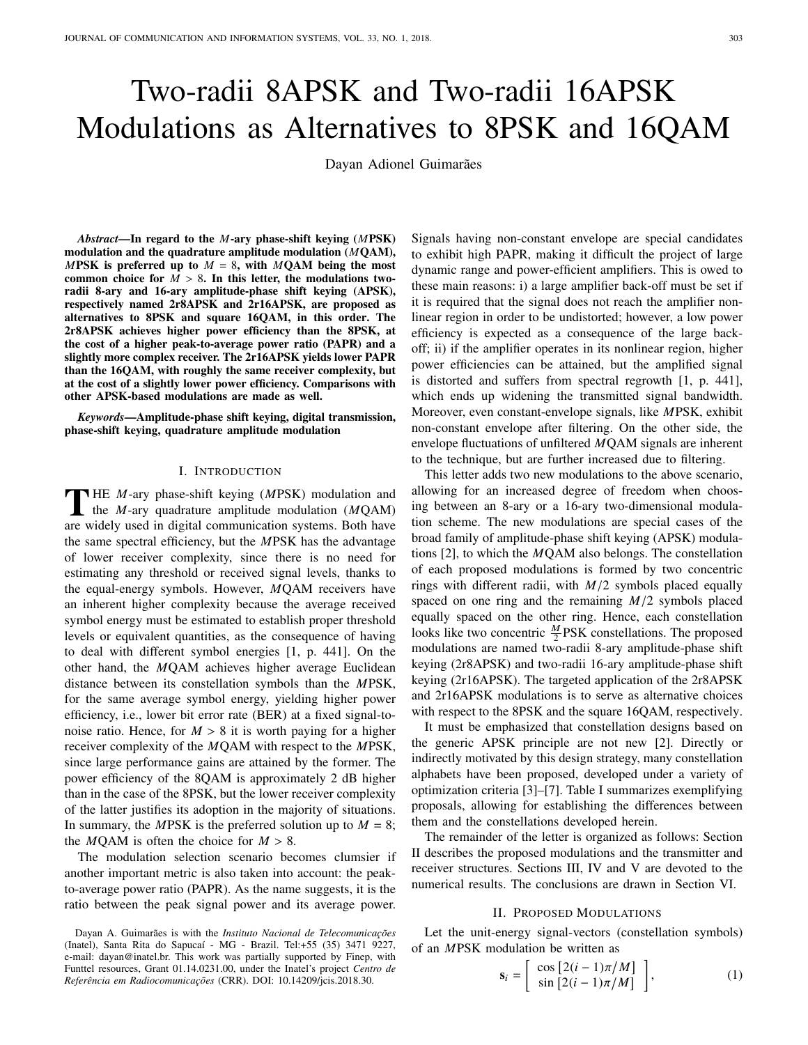# Two-radii 8APSK and Two-radii 16APSK Modulations as Alternatives to 8PSK and 16QAM

Dayan Adionel Guimarães

***Abstract*—In regard to the $M$-ary phase-shift keying ($M$PSK) modulation and the quadrature amplitude modulation ($M$QAM), $M$PSK is preferred up to $M = 8$, with $M$QAM being the most common choice for $M > 8$. In this letter, the modulations two-radii 8-ary and 16-ary amplitude-phase shift keying (APSK), respectively named 2r8APSK and 2r16APSK, are proposed as alternatives to 8PSK and square 16QAM, in this order. The 2r8APSK achieves higher power efficiency than the 8PSK, at the cost of a higher peak-to-average power ratio (PAPR) and a slightly more complex receiver. The 2r16APSK yields lower PAPR than the 16QAM, with roughly the same receiver complexity, but at the cost of a slightly lower power efficiency. Comparisons with other APSK-based modulations are made as well.**

***Keywords*—Amplitude-phase shift keying, digital transmission, phase-shift keying, quadrature amplitude modulation**

## I. Introduction

The $M$-ary phase-shift keying ($M$PSK) modulation and the $M$-ary quadrature amplitude modulation ($M$QAM) are widely used in digital communication systems. Both have the same spectral efficiency, but the $M$PSK has the advantage of lower receiver complexity, since there is no need for estimating any threshold or received signal levels, thanks to the equal-energy symbols. However, $M$QAM receivers have an inherent higher complexity because the average received symbol energy must be estimated to establish proper threshold levels or equivalent quantities, as the consequence of having to deal with different symbol energies [1, p. 441]. On the other hand, the $M$QAM achieves higher average Euclidean distance between its constellation symbols than the $M$PSK, for the same average symbol energy, yielding higher power efficiency, i.e., lower bit error rate (BER) at a fixed signal-to-noise ratio. Hence, for $M > 8$ it is worth paying for a higher receiver complexity of the $M$QAM with respect to the $M$PSK, since large performance gains are attained by the former. The power efficiency of the 8QAM is approximately 2 dB higher than in the case of the 8PSK, but the lower receiver complexity of the latter justifies its adoption in the majority of situations. In summary, the $M$PSK is the preferred solution up to $M = 8$; the $M$QAM is often the choice for $M > 8$.

The modulation selection scenario becomes clumsier if another important metric is also taken into account: the peak-to-average power ratio (PAPR). As the name suggests, it is the ratio between the peak signal power and its average power. Signals having non-constant envelope are special candidates to exhibit high PAPR, making it difficult the project of large dynamic range and power-efficient amplifiers. This is owed to these main reasons: i) a large amplifier back-off must be set if it is required that the signal does not reach the amplifier non-linear region in order to be undistorted; however, a low power efficiency is expected as a consequence of the large back-off; ii) if the amplifier operates in its nonlinear region, higher power efficiencies can be attained, but the amplified signal is distorted and suffers from spectral regrowth [1, p. 441], which ends up widening the transmitted signal bandwidth. Moreover, even constant-envelope signals, like $M$PSK, exhibit non-constant envelope after filtering. On the other side, the envelope fluctuations of unfiltered $M$QAM signals are inherent to the technique, but are further increased due to filtering.

This letter adds two new modulations to the above scenario, allowing for an increased degree of freedom when choosing between an 8-ary or a 16-ary two-dimensional modulation scheme. The new modulations are special cases of the broad family of amplitude-phase shift keying (APSK) modulations [2], to which the $M$QAM also belongs. The constellation of each proposed modulations is formed by two concentric rings with different radii, with $M/2$ symbols placed equally spaced on one ring and the remaining $M/2$ symbols placed equally spaced on the other ring. Hence, each constellation looks like two concentric $\frac{M}{2}$PSK constellations. The proposed modulations are named two-radii 8-ary amplitude-phase shift keying (2r8APSK) and two-radii 16-ary amplitude-phase shift keying (2r16APSK). The targeted application of the 2r8APSK and 2r16APSK modulations is to serve as alternative choices with respect to the 8PSK and the square 16QAM, respectively.

It must be emphasized that constellation designs based on the generic APSK principle are not new [2]. Directly or indirectly motivated by this design strategy, many constellation alphabets have been proposed, developed under a variety of optimization criteria [3]–[7]. Table I summarizes exemplifying proposals, allowing for establishing the differences between them and the constellations developed herein.

The remainder of the letter is organized as follows: Section II describes the proposed modulations and the transmitter and receiver structures. Sections III, IV and V are devoted to the numerical results. The conclusions are drawn in Section VI.

## II. Proposed Modulations

Let the unit-energy signal-vectors (constellation symbols) of an $M$PSK modulation be written as

$$\mathbf{s}_i = \begin{bmatrix} \cos\left[2(i-1)\pi/M\right] \\ \sin\left[2(i-1)\pi/M\right] \end{bmatrix}, \tag{1}$$

Dayan A. Guimarães is with the *Instituto Nacional de Telecomunicações* (Inatel), Santa Rita do Sapucaí - MG - Brazil. Tel:+55 (35) 3471 9227, e-mail: dayan@inatel.br. This work was partially supported by Finep, with Funttel resources, Grant 01.14.0231.00, under the Inatel's project *Centro de Referência em Radiocomunicações* (CRR). DOI: 10.14209/jcis.2018.30.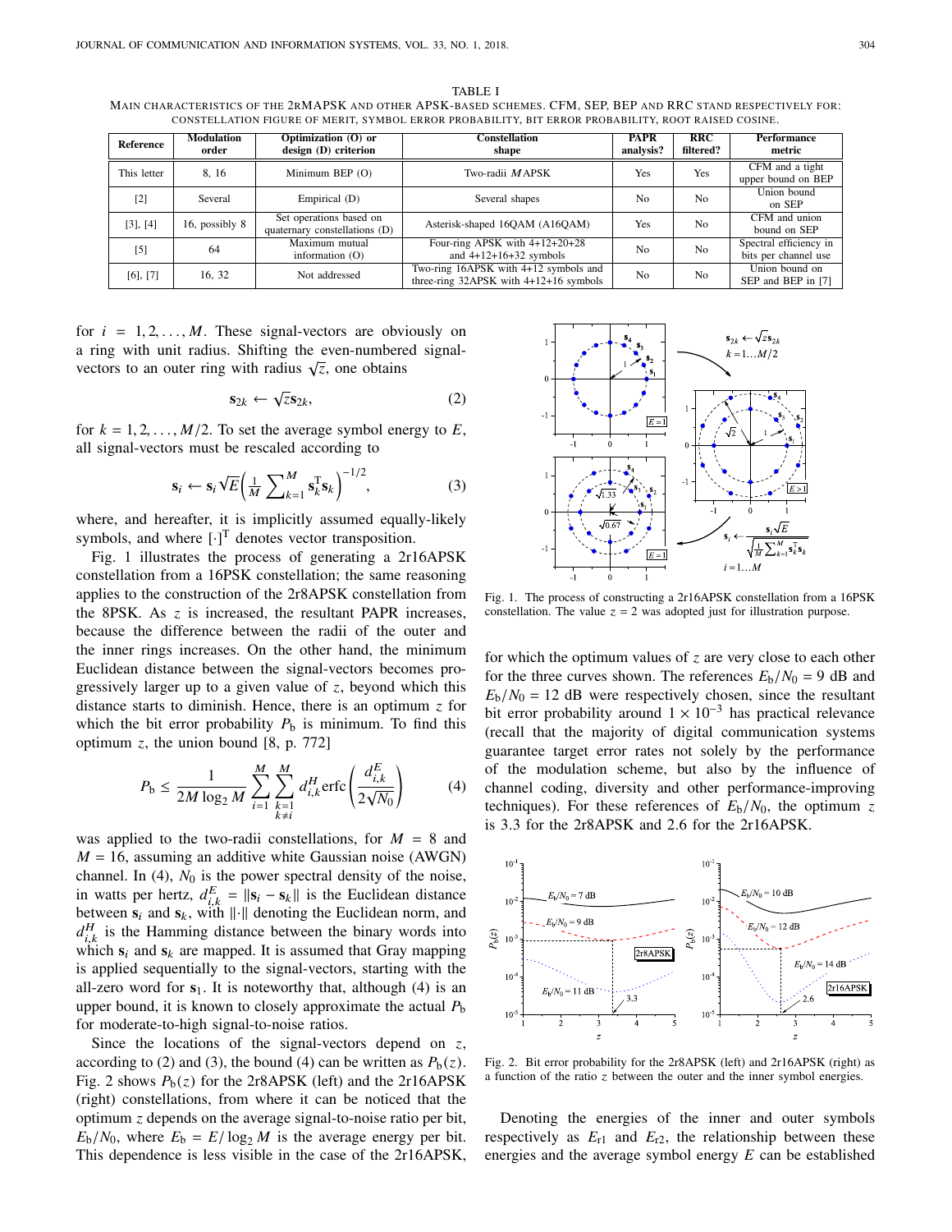TABLE I

MAIN CHARACTERISTICS OF THE 2rMAPSK AND OTHER APSK-BASED SCHEMES. CFM, SEP, BEP AND RRC STAND RESPECTIVELY FOR: CONSTELLATION FIGURE OF MERIT, SYMBOL ERROR PROBABILITY, BIT ERROR PROBABILITY, ROOT RAISED COSINE.

| Reference | Modulation order | Optimization (O) or design (D) criterion | Constellation shape | PAPR analysis? | RRC filtered? | Performance metric |
|---|---|---|---|---|---|---|
| This letter | 8, 16 | Minimum BEP (O) | Two-radii $M$APSK | Yes | Yes | CFM and a tight upper bound on BEP |
| [2] | Several | Empirical (D) | Several shapes | No | No | Union bound on SEP |
| [3], [4] | 16, possibly 8 | Set operations based on quaternary constellations (D) | Asterisk-shaped 16QAM (A16QAM) | Yes | No | CFM and union bound on SEP |
| [5] | 64 | Maximum mutual information (O) | Four-ring APSK with 4+12+20+28 and 4+12+16+32 symbols | No | No | Spectral efficiency in bits per channel use |
| [6], [7] | 16, 32 | Not addressed | Two-ring 16APSK with 4+12 symbols and three-ring 32APSK with 4+12+16 symbols | No | No | Union bound on SEP and BEP in [7] |

for $i = 1, 2, \ldots, M$. These signal-vectors are obviously on a ring with unit radius. Shifting the even-numbered signal-vectors to an outer ring with radius $\sqrt{z}$, one obtains

$$\mathbf{s}_{2k} \leftarrow \sqrt{z}\mathbf{s}_{2k}, \tag{2}$$

for $k = 1, 2, \ldots, M/2$. To set the average symbol energy to $E$, all signal-vectors must be rescaled according to

$$\mathbf{s}_i \leftarrow \mathbf{s}_i \sqrt{E} \left( \frac{1}{M} \sum_{k=1}^{M} \mathbf{s}_k^{\mathrm{T}} \mathbf{s}_k \right)^{-1/2}, \tag{3}$$

where, and hereafter, it is implicitly assumed equally-likely symbols, and where $[\cdot]^{\mathrm{T}}$ denotes vector transposition.

Fig. 1 illustrates the process of generating a 2r16APSK constellation from a 16PSK constellation; the same reasoning applies to the construction of the 2r8APSK constellation from the 8PSK. As $z$ is increased, the resultant PAPR increases, because the difference between the radii of the outer and the inner rings increases. On the other hand, the minimum Euclidean distance between the signal-vectors becomes progressively larger up to a given value of $z$, beyond which this distance starts to diminish. Hence, there is an optimum $z$ for which the bit error probability $P_\mathrm{b}$ is minimum. To find this optimum $z$, the union bound [8, p. 772]

$$P_\mathrm{b} \leq \frac{1}{2M \log_2 M} \sum_{i=1}^{M} \sum_{\substack{k=1 \\ k \neq i}}^{M} d_{i,k}^{H} \operatorname{erfc}\left( \frac{d_{i,k}^{E}}{2\sqrt{N_0}} \right) \tag{4}$$

was applied to the two-radii constellations, for $M = 8$ and $M = 16$, assuming an additive white Gaussian noise (AWGN) channel. In (4), $N_0$ is the power spectral density of the noise, in watts per hertz, $d_{i,k}^{E} = \|\mathbf{s}_i - \mathbf{s}_k\|$ is the Euclidean distance between $\mathbf{s}_i$ and $\mathbf{s}_k$, with $\|\cdot\|$ denoting the Euclidean norm, and $d_{i,k}^{H}$ is the Hamming distance between the binary words into which $\mathbf{s}_i$ and $\mathbf{s}_k$ are mapped. It is assumed that Gray mapping is applied sequentially to the signal-vectors, starting with the all-zero word for $\mathbf{s}_1$. It is noteworthy that, although (4) is an upper bound, it is known to closely approximate the actual $P_\mathrm{b}$ for moderate-to-high signal-to-noise ratios.

Since the locations of the signal-vectors depend on $z$, according to (2) and (3), the bound (4) can be written as $P_\mathrm{b}(z)$. Fig. 2 shows $P_\mathrm{b}(z)$ for the 2r8APSK (left) and the 2r16APSK (right) constellations, from where it can be noticed that the optimum $z$ depends on the average signal-to-noise ratio per bit, $E_\mathrm{b}/N_0$, where $E_\mathrm{b} = E/\log_2 M$ is the average energy per bit. This dependence is less visible in the case of the 2r16APSK, for which the optimum values of $z$ are very close to each other for the three curves shown. The references $E_\mathrm{b}/N_0 = 9$ dB and $E_\mathrm{b}/N_0 = 12$ dB were respectively chosen, since the resultant bit error probability around $1 \times 10^{-3}$ has practical relevance (recall that the majority of digital communication systems guarantee target error rates not solely by the performance of the modulation scheme, but also by the influence of channel coding, diversity and other performance-improving techniques). For these references of $E_\mathrm{b}/N_0$, the optimum $z$ is 3.3 for the 2r8APSK and 2.6 for the 2r16APSK.

Fig. 1. The process of constructing a 2r16APSK constellation from a 16PSK constellation. The value $z = 2$ was adopted just for illustration purpose.

Fig. 2. Bit error probability for the 2r8APSK (left) and 2r16APSK (right) as a function of the ratio $z$ between the outer and the inner symbol energies.

Denoting the energies of the inner and outer symbols respectively as $E_{\mathrm{r}1}$ and $E_{\mathrm{r}2}$, the relationship between these energies and the average symbol energy $E$ can be established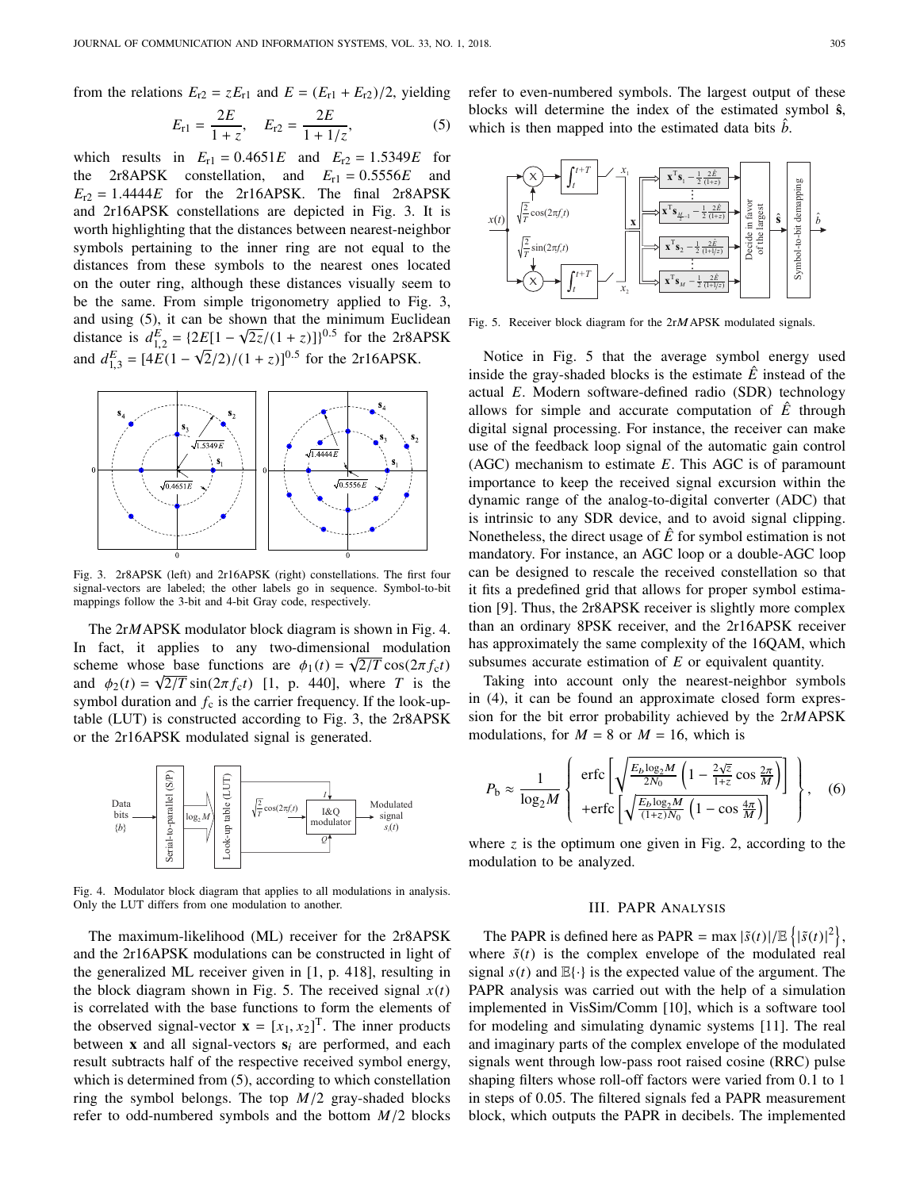from the relations $E_{r2} = zE_{r1}$ and $E = (E_{r1} + E_{r2})/2$, yielding

$$E_{r1} = \frac{2E}{1+z}, \quad E_{r2} = \frac{2E}{1+1/z}, \tag{5}$$

which results in $E_{r1} = 0.4651E$ and $E_{r2} = 1.5349E$ for the 2r8APSK constellation, and $E_{r1} = 0.5556E$ and $E_{r2} = 1.4444E$ for the 2r16APSK. The final 2r8APSK and 2r16APSK constellations are depicted in Fig. 3. It is worth highlighting that the distances between nearest-neighbor symbols pertaining to the inner ring are not equal to the distances from these symbols to the nearest ones located on the outer ring, although these distances visually seem to be the same. From simple trigonometry applied to Fig. 3, and using (5), it can be shown that the minimum Euclidean distance is $d^E_{1,2} = \{2E[1 - \sqrt{2z}/(1+z)]\}^{0.5}$ for the 2r8APSK and $d^E_{1,3} = [4E(1 - \sqrt{2}/2)/(1+z)]^{0.5}$ for the 2r16APSK.

Fig. 3. 2r8APSK (left) and 2r16APSK (right) constellations. The first four signal-vectors are labeled; the other labels go in sequence. Symbol-to-bit mappings follow the 3-bit and 4-bit Gray code, respectively.

The 2r$M$APSK modulator block diagram is shown in Fig. 4. In fact, it applies to any two-dimensional modulation scheme whose base functions are $\phi_1(t) = \sqrt{2/T}\cos(2\pi f_c t)$ and $\phi_2(t) = \sqrt{2/T}\sin(2\pi f_c t)$ [1, p. 440], where $T$ is the symbol duration and $f_c$ is the carrier frequency. If the look-up-table (LUT) is constructed according to Fig. 3, the 2r8APSK or the 2r16APSK modulated signal is generated.

Fig. 4. Modulator block diagram that applies to all modulations in analysis. Only the LUT differs from one modulation to another.

The maximum-likelihood (ML) receiver for the 2r8APSK and the 2r16APSK modulations can be constructed in light of the generalized ML receiver given in [1, p. 418], resulting in the block diagram shown in Fig. 5. The received signal $x(t)$ is correlated with the base functions to form the elements of the observed signal-vector $\mathbf{x} = [x_1, x_2]^T$. The inner products between $\mathbf{x}$ and all signal-vectors $\mathbf{s}_i$ are performed, and each result subtracts half of the respective received symbol energy, which is determined from (5), according to which constellation ring the symbol belongs. The top $M/2$ gray-shaded blocks refer to odd-numbered symbols and the bottom $M/2$ blocks refer to even-numbered symbols. The largest output of these blocks will determine the index of the estimated symbol $\hat{\mathbf{s}}$, which is then mapped into the estimated data bits $\hat{b}$.

Fig. 5. Receiver block diagram for the 2r$M$APSK modulated signals.

Notice in Fig. 5 that the average symbol energy used inside the gray-shaded blocks is the estimate $\hat{E}$ instead of the actual $E$. Modern software-defined radio (SDR) technology allows for simple and accurate computation of $\hat{E}$ through digital signal processing. For instance, the receiver can make use of the feedback loop signal of the automatic gain control (AGC) mechanism to estimate $E$. This AGC is of paramount importance to keep the received signal excursion within the dynamic range of the analog-to-digital converter (ADC) that is intrinsic to any SDR device, and to avoid signal clipping. Nonetheless, the direct usage of $\hat{E}$ for symbol estimation is not mandatory. For instance, an AGC loop or a double-AGC loop can be designed to rescale the received constellation so that it fits a predefined grid that allows for proper symbol estimation [9]. Thus, the 2r8APSK receiver is slightly more complex than an ordinary 8PSK receiver, and the 2r16APSK receiver has approximately the same complexity of the 16QAM, which subsumes accurate estimation of $E$ or equivalent quantity.

Taking into account only the nearest-neighbor symbols in (4), it can be found an approximate closed form expression for the bit error probability achieved by the 2r$M$APSK modulations, for $M = 8$ or $M = 16$, which is

$$P_b \approx \frac{1}{\log_2 M}\left\{ \begin{array}{l} \operatorname{erfc}\left[\sqrt{\frac{E_b \log_2 M}{2N_0}\left(1 - \frac{2\sqrt{z}}{1+z}\cos\frac{2\pi}{M}\right)}\right] \\ +\operatorname{erfc}\left[\sqrt{\frac{E_b \log_2 M}{(1+z)N_0}\left(1 - \cos\frac{4\pi}{M}\right)}\right] \end{array} \right\}, \tag{6}$$

where $z$ is the optimum one given in Fig. 2, according to the modulation to be analyzed.

## III. PAPR Analysis

The PAPR is defined here as $\text{PAPR} = \max|\tilde{s}(t)|/\mathbb{E}\left\{|\tilde{s}(t)|^2\right\}$, where $\tilde{s}(t)$ is the complex envelope of the modulated real signal $s(t)$ and $\mathbb{E}\{\cdot\}$ is the expected value of the argument. The PAPR analysis was carried out with the help of a simulation implemented in VisSim/Comm [10], which is a software tool for modeling and simulating dynamic systems [11]. The real and imaginary parts of the complex envelope of the modulated signals went through low-pass root raised cosine (RRC) pulse shaping filters whose roll-off factors were varied from 0.1 to 1 in steps of 0.05. The filtered signals fed a PAPR measurement block, which outputs the PAPR in decibels. The implemented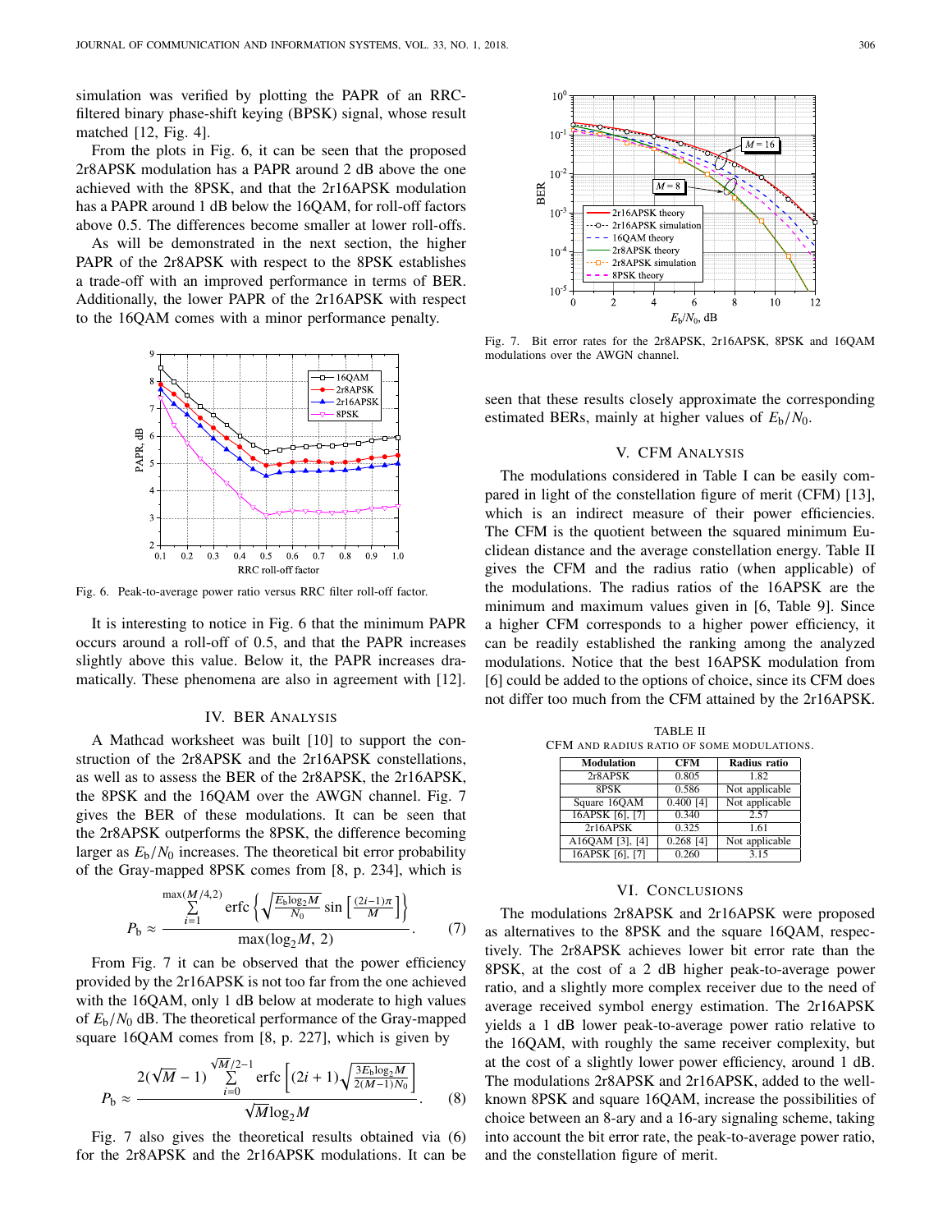simulation was verified by plotting the PAPR of an RRC-filtered binary phase-shift keying (BPSK) signal, whose result matched [12, Fig. 4].

From the plots in Fig. 6, it can be seen that the proposed 2r8APSK modulation has a PAPR around 2 dB above the one achieved with the 8PSK, and that the 2r16APSK modulation has a PAPR around 1 dB below the 16QAM, for roll-off factors above 0.5. The differences become smaller at lower roll-offs.

As will be demonstrated in the next section, the higher PAPR of the 2r8APSK with respect to the 8PSK establishes a trade-off with an improved performance in terms of BER. Additionally, the lower PAPR of the 2r16APSK with respect to the 16QAM comes with a minor performance penalty.

Fig. 6. Peak-to-average power ratio versus RRC filter roll-off factor.

It is interesting to notice in Fig. 6 that the minimum PAPR occurs around a roll-off of 0.5, and that the PAPR increases slightly above this value. Below it, the PAPR increases dramatically. These phenomena are also in agreement with [12].

## IV. BER Analysis

A Mathcad worksheet was built [10] to support the construction of the 2r8APSK and the 2r16APSK constellations, as well as to assess the BER of the 2r8APSK, the 2r16APSK, the 8PSK and the 16QAM over the AWGN channel. Fig. 7 gives the BER of these modulations. It can be seen that the 2r8APSK outperforms the 8PSK, the difference becoming larger as $E_b/N_0$ increases. The theoretical bit error probability of the Gray-mapped 8PSK comes from [8, p. 234], which is

$$P_b \approx \frac{\sum_{i=1}^{\max(M/4,2)} \operatorname{erfc}\left\{\sqrt{\frac{E_b \log_2 M}{N_0}} \sin\left[\frac{(2i-1)\pi}{M}\right]\right\}}{\max(\log_2 M,\, 2)}. \tag{7}$$

From Fig. 7 it can be observed that the power efficiency provided by the 2r16APSK is not too far from the one achieved with the 16QAM, only 1 dB below at moderate to high values of $E_b/N_0$ dB. The theoretical performance of the Gray-mapped square 16QAM comes from [8, p. 227], which is given by

$$P_b \approx \frac{2(\sqrt{M}-1) \sum_{i=0}^{\sqrt{M}/2-1} \operatorname{erfc}\left[(2i+1)\sqrt{\frac{3E_b \log_2 M}{2(M-1)N_0}}\right]}{\sqrt{M}\log_2 M}. \tag{8}$$

Fig. 7 also gives the theoretical results obtained via (6) for the 2r8APSK and the 2r16APSK modulations. It can be seen that these results closely approximate the corresponding estimated BERs, mainly at higher values of $E_b/N_0$.

Fig. 7. Bit error rates for the 2r8APSK, 2r16APSK, 8PSK and 16QAM modulations over the AWGN channel.

## V. CFM Analysis

The modulations considered in Table I can be easily compared in light of the constellation figure of merit (CFM) [13], which is an indirect measure of their power efficiencies. The CFM is the quotient between the squared minimum Euclidean distance and the average constellation energy. Table II gives the CFM and the radius ratio (when applicable) of the modulations. The radius ratios of the 16APSK are the minimum and maximum values given in [6, Table 9]. Since a higher CFM corresponds to a higher power efficiency, it can be readily established the ranking among the analyzed modulations. Notice that the best 16APSK modulation from [6] could be added to the options of choice, since its CFM does not differ too much from the CFM attained by the 2r16APSK.

TABLE II
CFM and radius ratio of some modulations.

| Modulation | CFM | Radius ratio |
|---|---|---|
| 2r8APSK | 0.805 | 1.82 |
| 8PSK | 0.586 | Not applicable |
| Square 16QAM | 0.400 [4] | Not applicable |
| 16APSK [6], [7] | 0.340 | 2.57 |
| 2r16APSK | 0.325 | 1.61 |
| A16QAM [3], [4] | 0.268 [4] | Not applicable |
| 16APSK [6], [7] | 0.260 | 3.15 |

## VI. Conclusions

The modulations 2r8APSK and 2r16APSK were proposed as alternatives to the 8PSK and the square 16QAM, respectively. The 2r8APSK achieves lower bit error rate than the 8PSK, at the cost of a 2 dB higher peak-to-average power ratio, and a slightly more complex receiver due to the need of average received symbol energy estimation. The 2r16APSK yields a 1 dB lower peak-to-average power ratio relative to the 16QAM, with roughly the same receiver complexity, but at the cost of a slightly lower power efficiency, around 1 dB. The modulations 2r8APSK and 2r16APSK, added to the well-known 8PSK and square 16QAM, increase the possibilities of choice between an 8-ary and a 16-ary signaling scheme, taking into account the bit error rate, the peak-to-average power ratio, and the constellation figure of merit.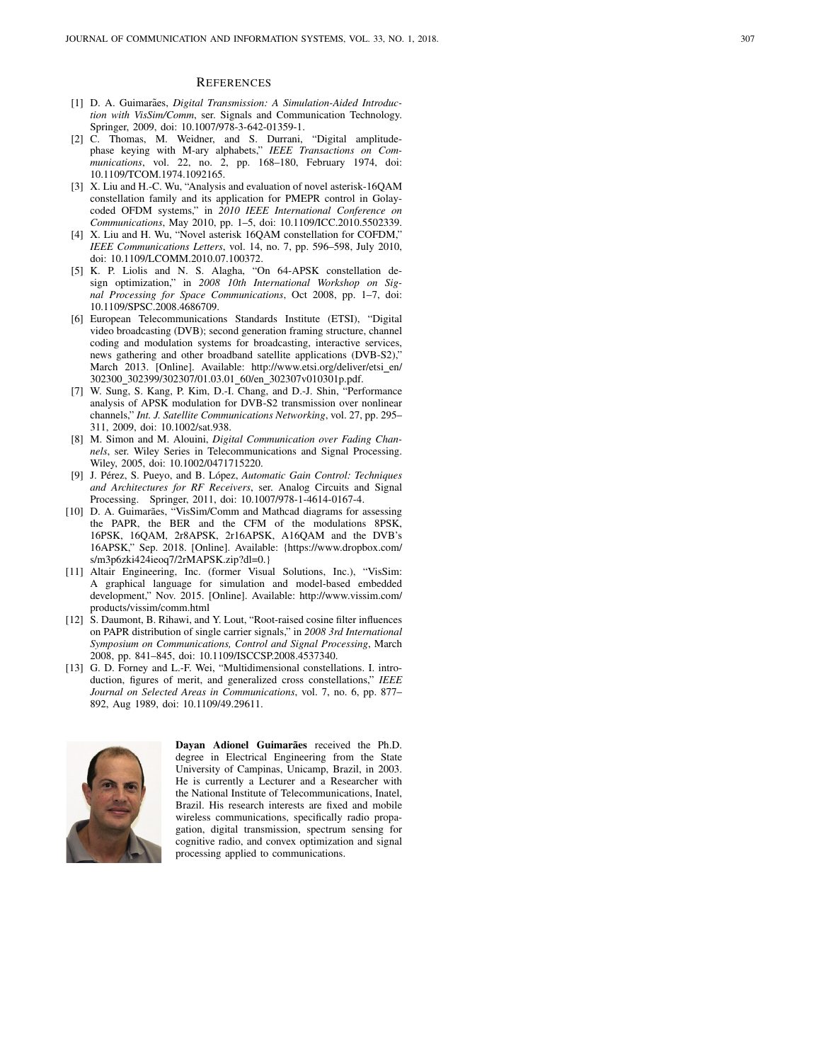## REFERENCES

[1] D. A. Guimarães, *Digital Transmission: A Simulation-Aided Introduction with VisSim/Comm*, ser. Signals and Communication Technology. Springer, 2009, doi: 10.1007/978-3-642-01359-1.

[2] C. Thomas, M. Weidner, and S. Durrani, "Digital amplitude-phase keying with M-ary alphabets," *IEEE Transactions on Communications*, vol. 22, no. 2, pp. 168–180, February 1974, doi: 10.1109/TCOM.1974.1092165.

[3] X. Liu and H.-C. Wu, "Analysis and evaluation of novel asterisk-16QAM constellation family and its application for PMEPR control in Golay-coded OFDM systems," in *2010 IEEE International Conference on Communications*, May 2010, pp. 1–5, doi: 10.1109/ICC.2010.5502339.

[4] X. Liu and H. Wu, "Novel asterisk 16QAM constellation for COFDM," *IEEE Communications Letters*, vol. 14, no. 7, pp. 596–598, July 2010, doi: 10.1109/LCOMM.2010.07.100372.

[5] K. P. Liolis and N. S. Alagha, "On 64-APSK constellation design optimization," in *2008 10th International Workshop on Signal Processing for Space Communications*, Oct 2008, pp. 1–7, doi: 10.1109/SPSC.2008.4686709.

[6] European Telecommunications Standards Institute (ETSI), "Digital video broadcasting (DVB); second generation framing structure, channel coding and modulation systems for broadcasting, interactive services, news gathering and other broadband satellite applications (DVB-S2)," March 2013. [Online]. Available: http://www.etsi.org/deliver/etsi_en/302300_302399/302307/01.03.01_60/en_302307v010301p.pdf.

[7] W. Sung, S. Kang, P. Kim, D.-I. Chang, and D.-J. Shin, "Performance analysis of APSK modulation for DVB-S2 transmission over nonlinear channels," *Int. J. Satellite Communications Networking*, vol. 27, pp. 295–311, 2009, doi: 10.1002/sat.938.

[8] M. Simon and M. Alouini, *Digital Communication over Fading Channels*, ser. Wiley Series in Telecommunications and Signal Processing. Wiley, 2005, doi: 10.1002/0471715220.

[9] J. Pérez, S. Pueyo, and B. López, *Automatic Gain Control: Techniques and Architectures for RF Receivers*, ser. Analog Circuits and Signal Processing. Springer, 2011, doi: 10.1007/978-1-4614-0167-4.

[10] D. A. Guimarães, "VisSim/Comm and Mathcad diagrams for assessing the PAPR, the BER and the CFM of the modulations 8PSK, 16PSK, 16QAM, 2r8APSK, 2r16APSK, A16QAM and the DVB's 16APSK," Sep. 2018. [Online]. Available: {https://www.dropbox.com/s/m3p6zki424ieoq7/2rMAPSK.zip?dl=0.}

[11] Altair Engineering, Inc. (former Visual Solutions, Inc.), "VisSim: A graphical language for simulation and model-based embedded development," Nov. 2015. [Online]. Available: http://www.vissim.com/products/vissim/comm.html

[12] S. Daumont, B. Rihawi, and Y. Lout, "Root-raised cosine filter influences on PAPR distribution of single carrier signals," in *2008 3rd International Symposium on Communications, Control and Signal Processing*, March 2008, pp. 841–845, doi: 10.1109/ISCCSP.2008.4537340.

[13] G. D. Forney and L.-F. Wei, "Multidimensional constellations. I. introduction, figures of merit, and generalized cross constellations," *IEEE Journal on Selected Areas in Communications*, vol. 7, no. 6, pp. 877–892, Aug 1989, doi: 10.1109/49.29611.

**Dayan Adionel Guimarães** received the Ph.D. degree in Electrical Engineering from the State University of Campinas, Unicamp, Brazil, in 2003. He is currently a Lecturer and a Researcher with the National Institute of Telecommunications, Inatel, Brazil. His research interests are fixed and mobile wireless communications, specifically radio propagation, digital transmission, spectrum sensing for cognitive radio, and convex optimization and signal processing applied to communications.